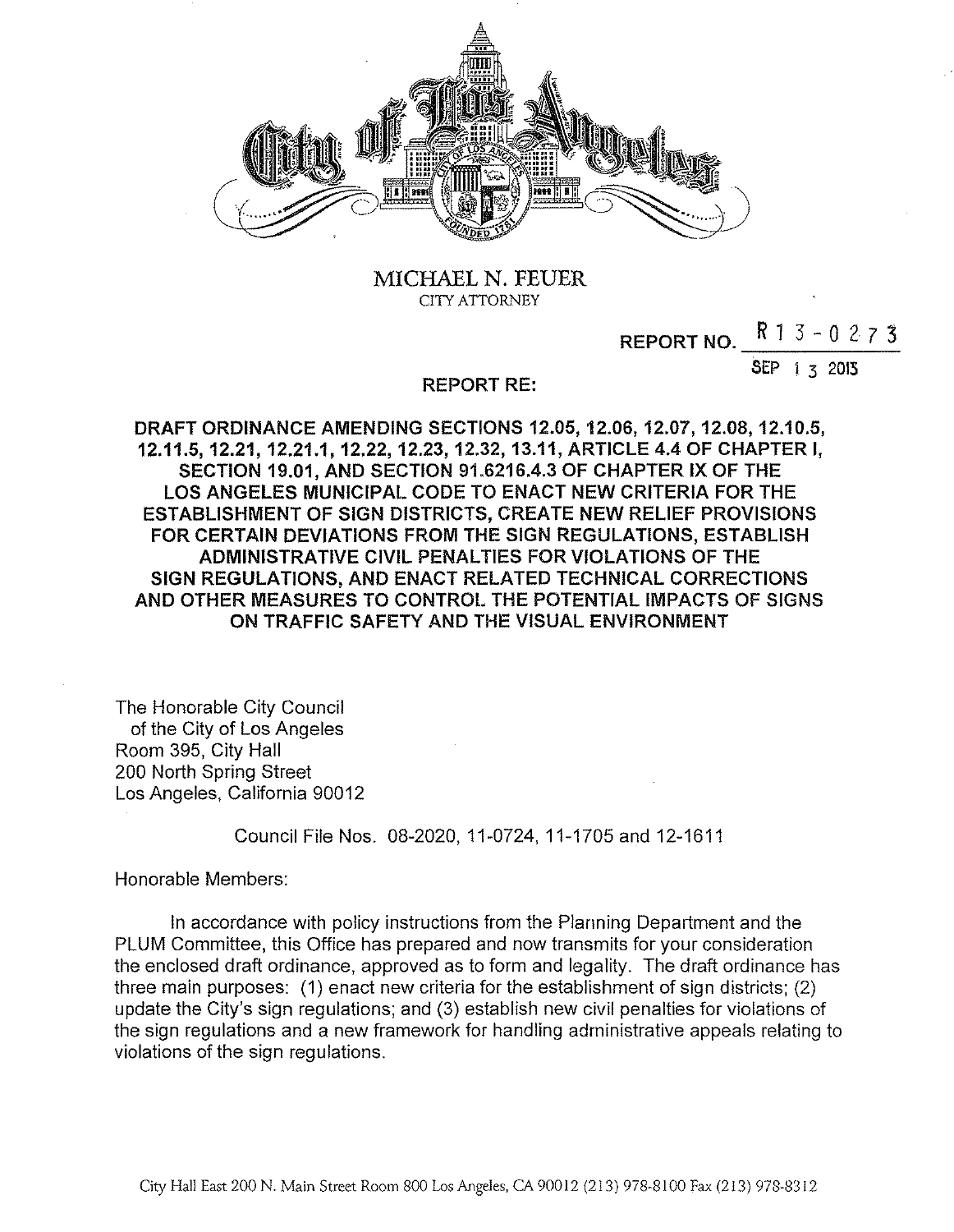MICHAEL N. FEUER
CITY ATTORNEY

REPORT NO. R 1 3 - 0 2 7 3

SEP 1 3 2013

**REPORT RE:**

**DRAFT ORDINANCE AMENDING SECTIONS 12.05, 12.06, 12.07, 12.08, 12.10.5, 12.11.5, 12.21, 12.21.1, 12.22, 12.23, 12.32, 13.11, ARTICLE 4.4 OF CHAPTER I, SECTION 19.01, AND SECTION 91.6216.4.3 OF CHAPTER IX OF THE LOS ANGELES MUNICIPAL CODE TO ENACT NEW CRITERIA FOR THE ESTABLISHMENT OF SIGN DISTRICTS, CREATE NEW RELIEF PROVISIONS FOR CERTAIN DEVIATIONS FROM THE SIGN REGULATIONS, ESTABLISH ADMINISTRATIVE CIVIL PENALTIES FOR VIOLATIONS OF THE SIGN REGULATIONS, AND ENACT RELATED TECHNICAL CORRECTIONS AND OTHER MEASURES TO CONTROL THE POTENTIAL IMPACTS OF SIGNS ON TRAFFIC SAFETY AND THE VISUAL ENVIRONMENT**

The Honorable City Council
of the City of Los Angeles
Room 395, City Hall
200 North Spring Street
Los Angeles, California 90012

Council File Nos. 08-2020, 11-0724, 11-1705 and 12-1611

Honorable Members:

In accordance with policy instructions from the Planning Department and the PLUM Committee, this Office has prepared and now transmits for your consideration the enclosed draft ordinance, approved as to form and legality. The draft ordinance has three main purposes: (1) enact new criteria for the establishment of sign districts; (2) update the City's sign regulations; and (3) establish new civil penalties for violations of the sign regulations and a new framework for handling administrative appeals relating to violations of the sign regulations.

City Hall East 200 N. Main Street Room 800 Los Angeles, CA 90012 (213) 978-8100 Fax (213) 978-8312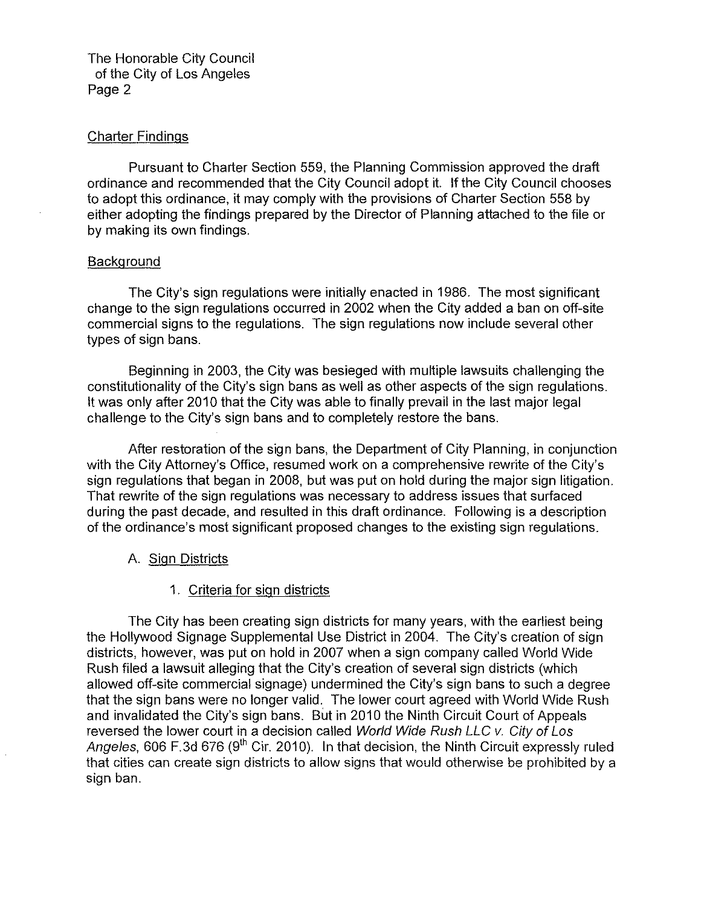## Charter Findings

Pursuant to Charter Section 559, the Planning Commission approved the draft ordinance and recommended that the City Council adopt it. If the City Council chooses to adopt this ordinance, it may comply with the provisions of Charter Section 558 by either adopting the findings prepared by the Director of Planning attached to the file or by making its own findings.

## Background

The City's sign regulations were initially enacted in 1986. The most significant change to the sign regulations occurred in 2002 when the City added a ban on off-site commercial signs to the regulations. The sign regulations now include several other types of sign bans.

Beginning in 2003, the City was besieged with multiple lawsuits challenging the constitutionality of the City's sign bans as well as other aspects of the sign regulations. It was only after 2010 that the City was able to finally prevail in the last major legal challenge to the City's sign bans and to completely restore the bans.

After restoration of the sign bans, the Department of City Planning, in conjunction with the City Attorney's Office, resumed work on a comprehensive rewrite of the City's sign regulations that began in 2008, but was put on hold during the major sign litigation. That rewrite of the sign regulations was necessary to address issues that surfaced during the past decade, and resulted in this draft ordinance. Following is a description of the ordinance's most significant proposed changes to the existing sign regulations.

### A. Sign Districts

#### 1. Criteria for sign districts

The City has been creating sign districts for many years, with the earliest being the Hollywood Signage Supplemental Use District in 2004. The City's creation of sign districts, however, was put on hold in 2007 when a sign company called World Wide Rush filed a lawsuit alleging that the City's creation of several sign districts (which allowed off-site commercial signage) undermined the City's sign bans to such a degree that the sign bans were no longer valid. The lower court agreed with World Wide Rush and invalidated the City's sign bans. But in 2010 the Ninth Circuit Court of Appeals reversed the lower court in a decision called *World Wide Rush LLC v. City of Los Angeles*, 606 F.3d 676 (9th Cir. 2010). In that decision, the Ninth Circuit expressly ruled that cities can create sign districts to allow signs that would otherwise be prohibited by a sign ban.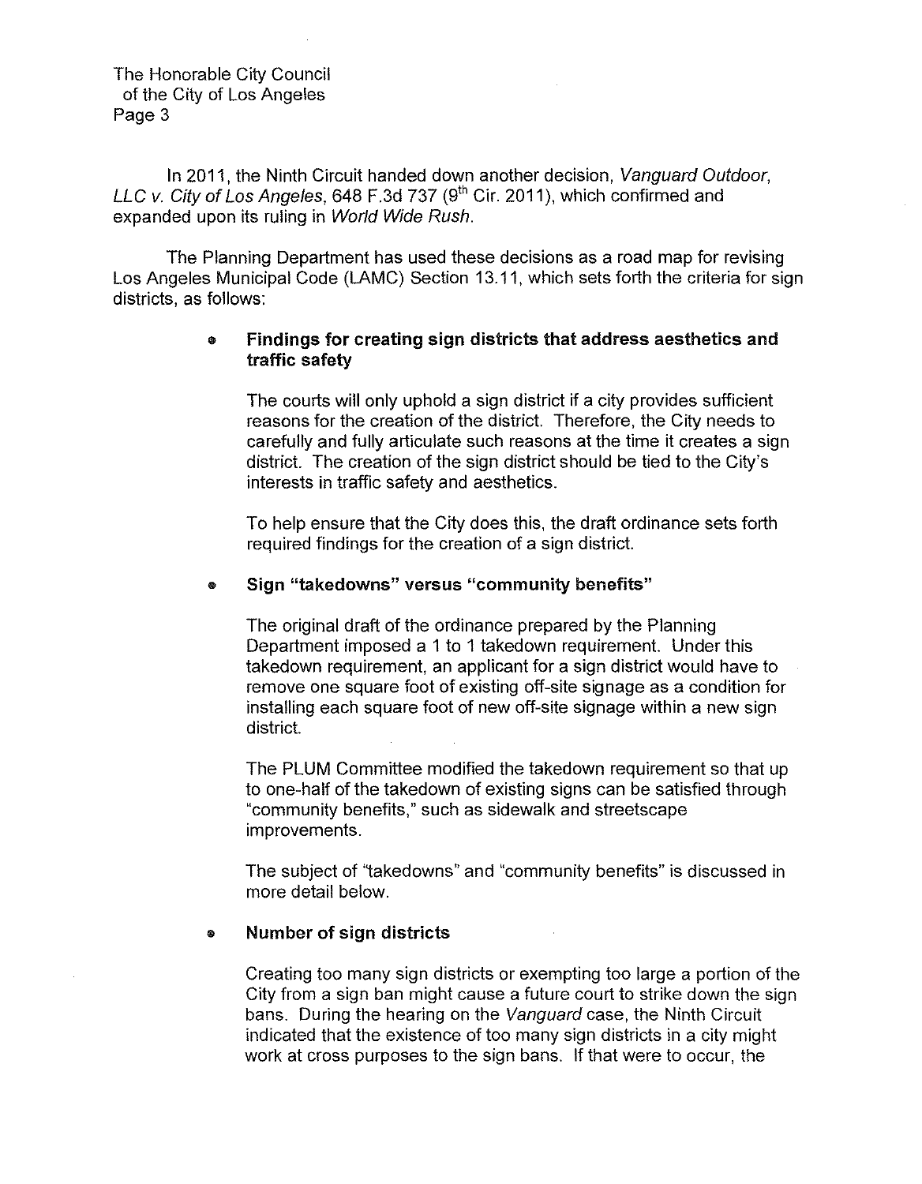In 2011, the Ninth Circuit handed down another decision, *Vanguard Outdoor, LLC v. City of Los Angeles*, 648 F.3d 737 (9th Cir. 2011), which confirmed and expanded upon its ruling in *World Wide Rush*.

The Planning Department has used these decisions as a road map for revising Los Angeles Municipal Code (LAMC) Section 13.11, which sets forth the criteria for sign districts, as follows:

- **Findings for creating sign districts that address aesthetics and traffic safety**

  The courts will only uphold a sign district if a city provides sufficient reasons for the creation of the district. Therefore, the City needs to carefully and fully articulate such reasons at the time it creates a sign district. The creation of the sign district should be tied to the City's interests in traffic safety and aesthetics.

  To help ensure that the City does this, the draft ordinance sets forth required findings for the creation of a sign district.

- **Sign "takedowns" versus "community benefits"**

  The original draft of the ordinance prepared by the Planning Department imposed a 1 to 1 takedown requirement. Under this takedown requirement, an applicant for a sign district would have to remove one square foot of existing off-site signage as a condition for installing each square foot of new off-site signage within a new sign district.

  The PLUM Committee modified the takedown requirement so that up to one-half of the takedown of existing signs can be satisfied through "community benefits," such as sidewalk and streetscape improvements.

  The subject of "takedowns" and "community benefits" is discussed in more detail below.

- **Number of sign districts**

  Creating too many sign districts or exempting too large a portion of the City from a sign ban might cause a future court to strike down the sign bans. During the hearing on the *Vanguard* case, the Ninth Circuit indicated that the existence of too many sign districts in a city might work at cross purposes to the sign bans. If that were to occur, the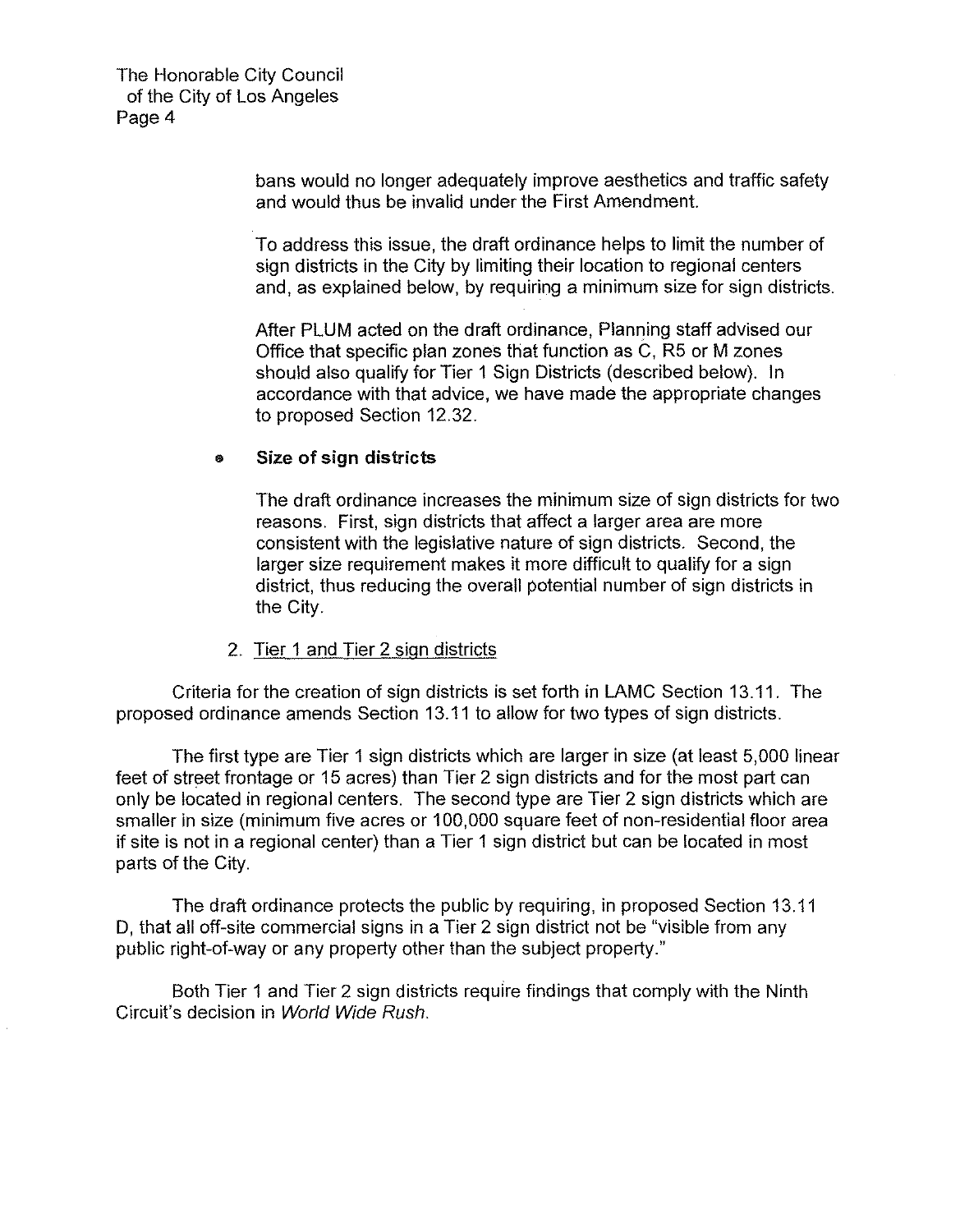bans would no longer adequately improve aesthetics and traffic safety and would thus be invalid under the First Amendment.

To address this issue, the draft ordinance helps to limit the number of sign districts in the City by limiting their location to regional centers and, as explained below, by requiring a minimum size for sign districts.

After PLUM acted on the draft ordinance, Planning staff advised our Office that specific plan zones that function as C, R5 or M zones should also qualify for Tier 1 Sign Districts (described below). In accordance with that advice, we have made the appropriate changes to proposed Section 12.32.

- **Size of sign districts**

  The draft ordinance increases the minimum size of sign districts for two reasons. First, sign districts that affect a larger area are more consistent with the legislative nature of sign districts. Second, the larger size requirement makes it more difficult to qualify for a sign district, thus reducing the overall potential number of sign districts in the City.

2. Tier 1 and Tier 2 sign districts

Criteria for the creation of sign districts is set forth in LAMC Section 13.11. The proposed ordinance amends Section 13.11 to allow for two types of sign districts.

The first type are Tier 1 sign districts which are larger in size (at least 5,000 linear feet of street frontage or 15 acres) than Tier 2 sign districts and for the most part can only be located in regional centers. The second type are Tier 2 sign districts which are smaller in size (minimum five acres or 100,000 square feet of non-residential floor area if site is not in a regional center) than a Tier 1 sign district but can be located in most parts of the City.

The draft ordinance protects the public by requiring, in proposed Section 13.11 D, that all off-site commercial signs in a Tier 2 sign district not be "visible from any public right-of-way or any property other than the subject property."

Both Tier 1 and Tier 2 sign districts require findings that comply with the Ninth Circuit's decision in *World Wide Rush*.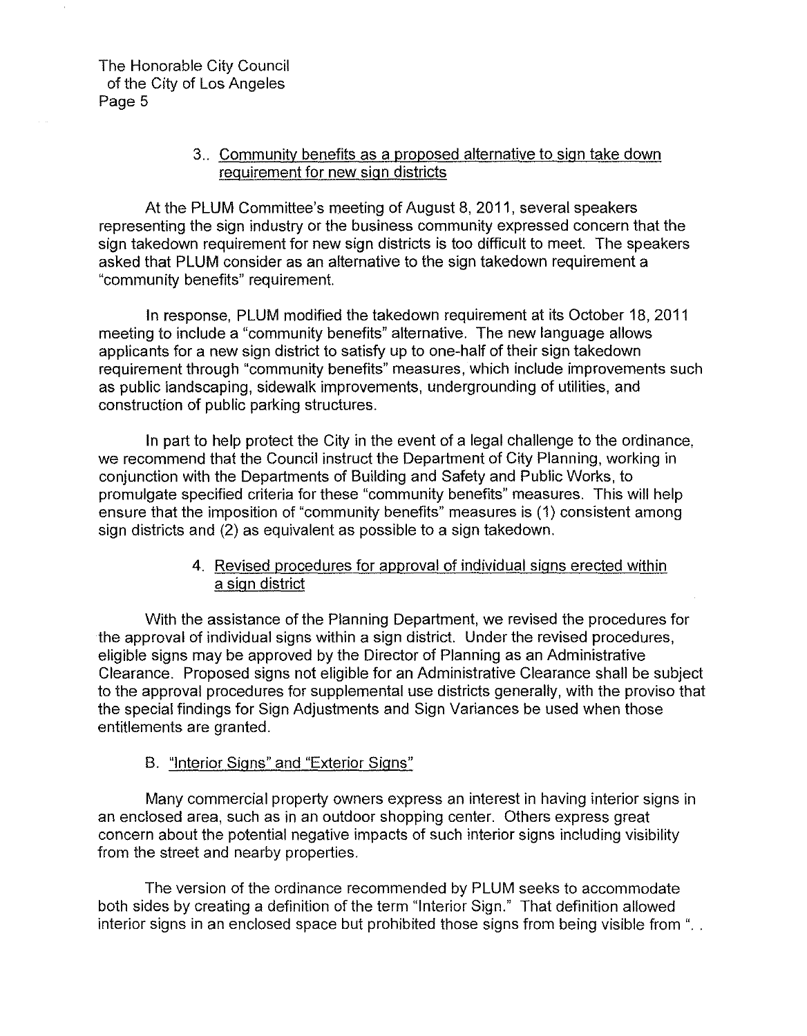3.. <u>Community benefits as a proposed alternative to sign take down requirement for new sign districts</u>

At the PLUM Committee's meeting of August 8, 2011, several speakers representing the sign industry or the business community expressed concern that the sign takedown requirement for new sign districts is too difficult to meet. The speakers asked that PLUM consider as an alternative to the sign takedown requirement a "community benefits" requirement.

In response, PLUM modified the takedown requirement at its October 18, 2011 meeting to include a "community benefits" alternative. The new language allows applicants for a new sign district to satisfy up to one-half of their sign takedown requirement through "community benefits" measures, which include improvements such as public landscaping, sidewalk improvements, undergrounding of utilities, and construction of public parking structures.

In part to help protect the City in the event of a legal challenge to the ordinance, we recommend that the Council instruct the Department of City Planning, working in conjunction with the Departments of Building and Safety and Public Works, to promulgate specified criteria for these "community benefits" measures. This will help ensure that the imposition of "community benefits" measures is (1) consistent among sign districts and (2) as equivalent as possible to a sign takedown.

4. <u>Revised procedures for approval of individual signs erected within a sign district</u>

With the assistance of the Planning Department, we revised the procedures for the approval of individual signs within a sign district. Under the revised procedures, eligible signs may be approved by the Director of Planning as an Administrative Clearance. Proposed signs not eligible for an Administrative Clearance shall be subject to the approval procedures for supplemental use districts generally, with the proviso that the special findings for Sign Adjustments and Sign Variances be used when those entitlements are granted.

B. <u>"Interior Signs" and "Exterior Signs"</u>

Many commercial property owners express an interest in having interior signs in an enclosed area, such as in an outdoor shopping center. Others express great concern about the potential negative impacts of such interior signs including visibility from the street and nearby properties.

The version of the ordinance recommended by PLUM seeks to accommodate both sides by creating a definition of the term "Interior Sign." That definition allowed interior signs in an enclosed space but prohibited those signs from being visible from ". .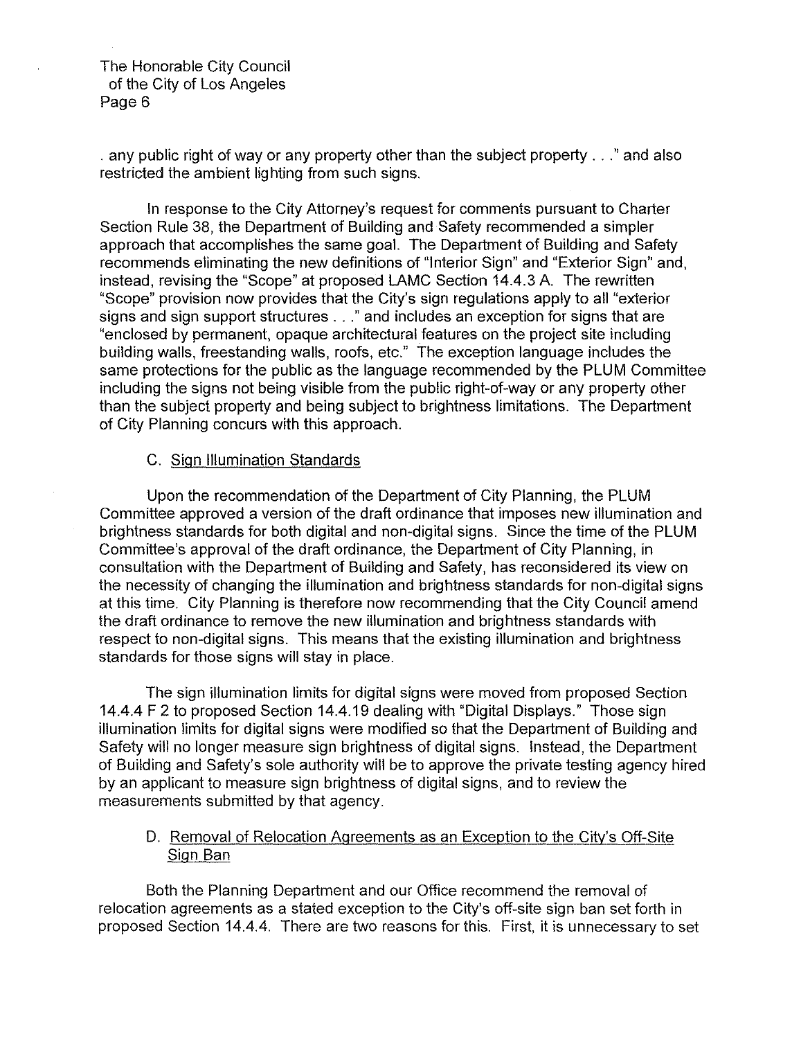. any public right of way or any property other than the subject property . . ." and also restricted the ambient lighting from such signs.

In response to the City Attorney's request for comments pursuant to Charter Section Rule 38, the Department of Building and Safety recommended a simpler approach that accomplishes the same goal. The Department of Building and Safety recommends eliminating the new definitions of "Interior Sign" and "Exterior Sign" and, instead, revising the "Scope" at proposed LAMC Section 14.4.3 A. The rewritten "Scope" provision now provides that the City's sign regulations apply to all "exterior signs and sign support structures . . ." and includes an exception for signs that are "enclosed by permanent, opaque architectural features on the project site including building walls, freestanding walls, roofs, etc." The exception language includes the same protections for the public as the language recommended by the PLUM Committee including the signs not being visible from the public right-of-way or any property other than the subject property and being subject to brightness limitations. The Department of City Planning concurs with this approach.

C. Sign Illumination Standards

Upon the recommendation of the Department of City Planning, the PLUM Committee approved a version of the draft ordinance that imposes new illumination and brightness standards for both digital and non-digital signs. Since the time of the PLUM Committee's approval of the draft ordinance, the Department of City Planning, in consultation with the Department of Building and Safety, has reconsidered its view on the necessity of changing the illumination and brightness standards for non-digital signs at this time. City Planning is therefore now recommending that the City Council amend the draft ordinance to remove the new illumination and brightness standards with respect to non-digital signs. This means that the existing illumination and brightness standards for those signs will stay in place.

The sign illumination limits for digital signs were moved from proposed Section 14.4.4 F 2 to proposed Section 14.4.19 dealing with "Digital Displays." Those sign illumination limits for digital signs were modified so that the Department of Building and Safety will no longer measure sign brightness of digital signs. Instead, the Department of Building and Safety's sole authority will be to approve the private testing agency hired by an applicant to measure sign brightness of digital signs, and to review the measurements submitted by that agency.

D. Removal of Relocation Agreements as an Exception to the City's Off-Site Sign Ban

Both the Planning Department and our Office recommend the removal of relocation agreements as a stated exception to the City's off-site sign ban set forth in proposed Section 14.4.4. There are two reasons for this. First, it is unnecessary to set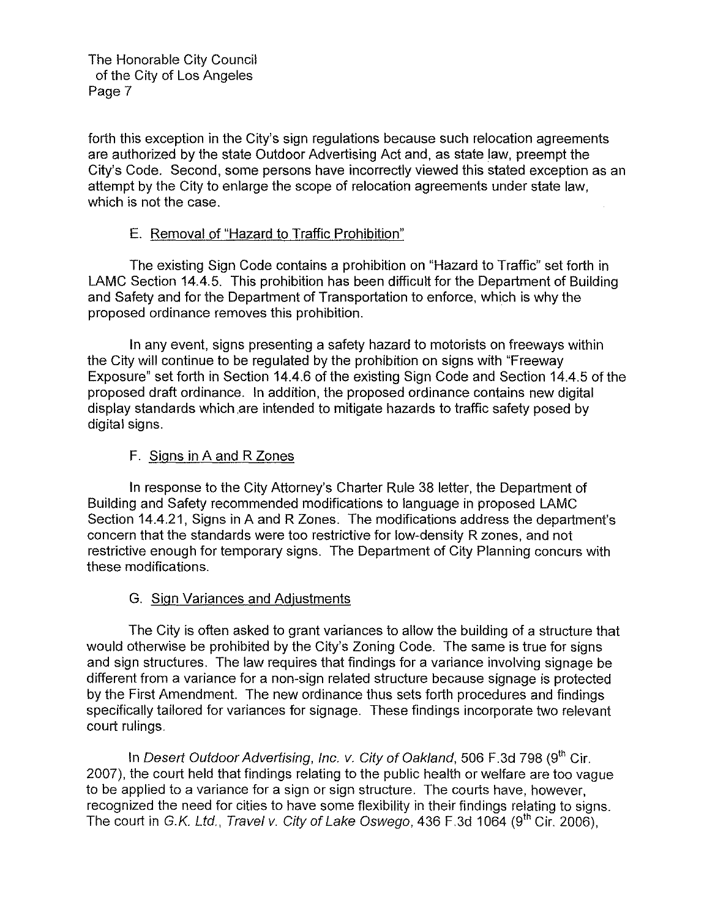forth this exception in the City's sign regulations because such relocation agreements are authorized by the state Outdoor Advertising Act and, as state law, preempt the City's Code. Second, some persons have incorrectly viewed this stated exception as an attempt by the City to enlarge the scope of relocation agreements under state law, which is not the case.

### E. Removal of "Hazard to Traffic Prohibition"

The existing Sign Code contains a prohibition on "Hazard to Traffic" set forth in LAMC Section 14.4.5. This prohibition has been difficult for the Department of Building and Safety and for the Department of Transportation to enforce, which is why the proposed ordinance removes this prohibition.

In any event, signs presenting a safety hazard to motorists on freeways within the City will continue to be regulated by the prohibition on signs with "Freeway Exposure" set forth in Section 14.4.6 of the existing Sign Code and Section 14.4.5 of the proposed draft ordinance. In addition, the proposed ordinance contains new digital display standards which are intended to mitigate hazards to traffic safety posed by digital signs.

### F. Signs in A and R Zones

In response to the City Attorney's Charter Rule 38 letter, the Department of Building and Safety recommended modifications to language in proposed LAMC Section 14.4.21, Signs in A and R Zones. The modifications address the department's concern that the standards were too restrictive for low-density R zones, and not restrictive enough for temporary signs. The Department of City Planning concurs with these modifications.

### G. Sign Variances and Adjustments

The City is often asked to grant variances to allow the building of a structure that would otherwise be prohibited by the City's Zoning Code. The same is true for signs and sign structures. The law requires that findings for a variance involving signage be different from a variance for a non-sign related structure because signage is protected by the First Amendment. The new ordinance thus sets forth procedures and findings specifically tailored for variances for signage. These findings incorporate two relevant court rulings.

In *Desert Outdoor Advertising, Inc. v. City of Oakland*, 506 F.3d 798 (9th Cir. 2007), the court held that findings relating to the public health or welfare are too vague to be applied to a variance for a sign or sign structure. The courts have, however, recognized the need for cities to have some flexibility in their findings relating to signs. The court in *G.K. Ltd., Travel v. City of Lake Oswego*, 436 F.3d 1064 (9th Cir. 2006),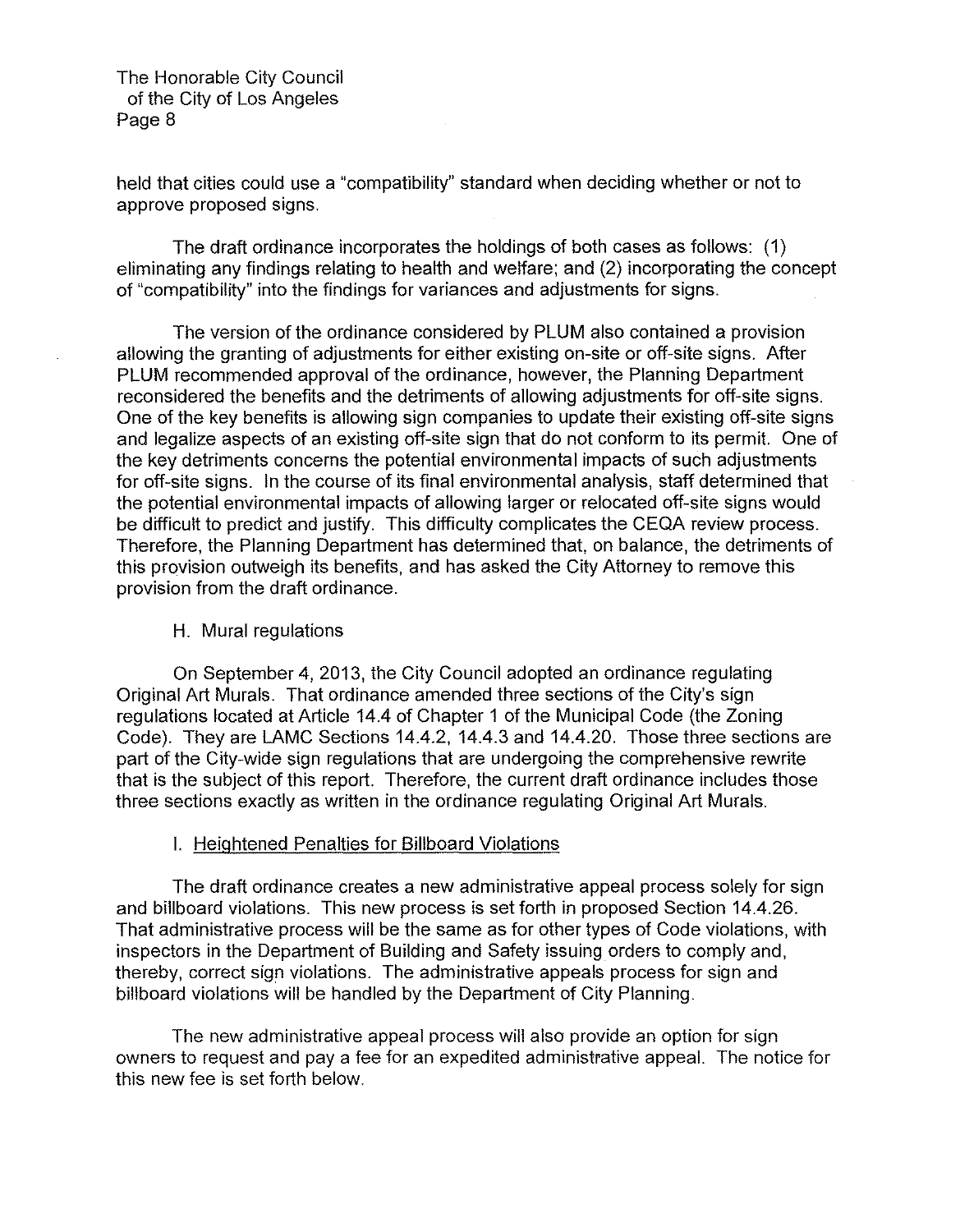held that cities could use a "compatibility" standard when deciding whether or not to approve proposed signs.

The draft ordinance incorporates the holdings of both cases as follows: (1) eliminating any findings relating to health and welfare; and (2) incorporating the concept of "compatibility" into the findings for variances and adjustments for signs.

The version of the ordinance considered by PLUM also contained a provision allowing the granting of adjustments for either existing on-site or off-site signs. After PLUM recommended approval of the ordinance, however, the Planning Department reconsidered the benefits and the detriments of allowing adjustments for off-site signs. One of the key benefits is allowing sign companies to update their existing off-site signs and legalize aspects of an existing off-site sign that do not conform to its permit. One of the key detriments concerns the potential environmental impacts of such adjustments for off-site signs. In the course of its final environmental analysis, staff determined that the potential environmental impacts of allowing larger or relocated off-site signs would be difficult to predict and justify. This difficulty complicates the CEQA review process. Therefore, the Planning Department has determined that, on balance, the detriments of this provision outweigh its benefits, and has asked the City Attorney to remove this provision from the draft ordinance.

H. Mural regulations

On September 4, 2013, the City Council adopted an ordinance regulating Original Art Murals. That ordinance amended three sections of the City's sign regulations located at Article 14.4 of Chapter 1 of the Municipal Code (the Zoning Code). They are LAMC Sections 14.4.2, 14.4.3 and 14.4.20. Those three sections are part of the City-wide sign regulations that are undergoing the comprehensive rewrite that is the subject of this report. Therefore, the current draft ordinance includes those three sections exactly as written in the ordinance regulating Original Art Murals.

I. <u>Heightened Penalties for Billboard Violations</u>

The draft ordinance creates a new administrative appeal process solely for sign and billboard violations. This new process is set forth in proposed Section 14.4.26. That administrative process will be the same as for other types of Code violations, with inspectors in the Department of Building and Safety issuing orders to comply and, thereby, correct sign violations. The administrative appeals process for sign and billboard violations will be handled by the Department of City Planning.

The new administrative appeal process will also provide an option for sign owners to request and pay a fee for an expedited administrative appeal. The notice for this new fee is set forth below.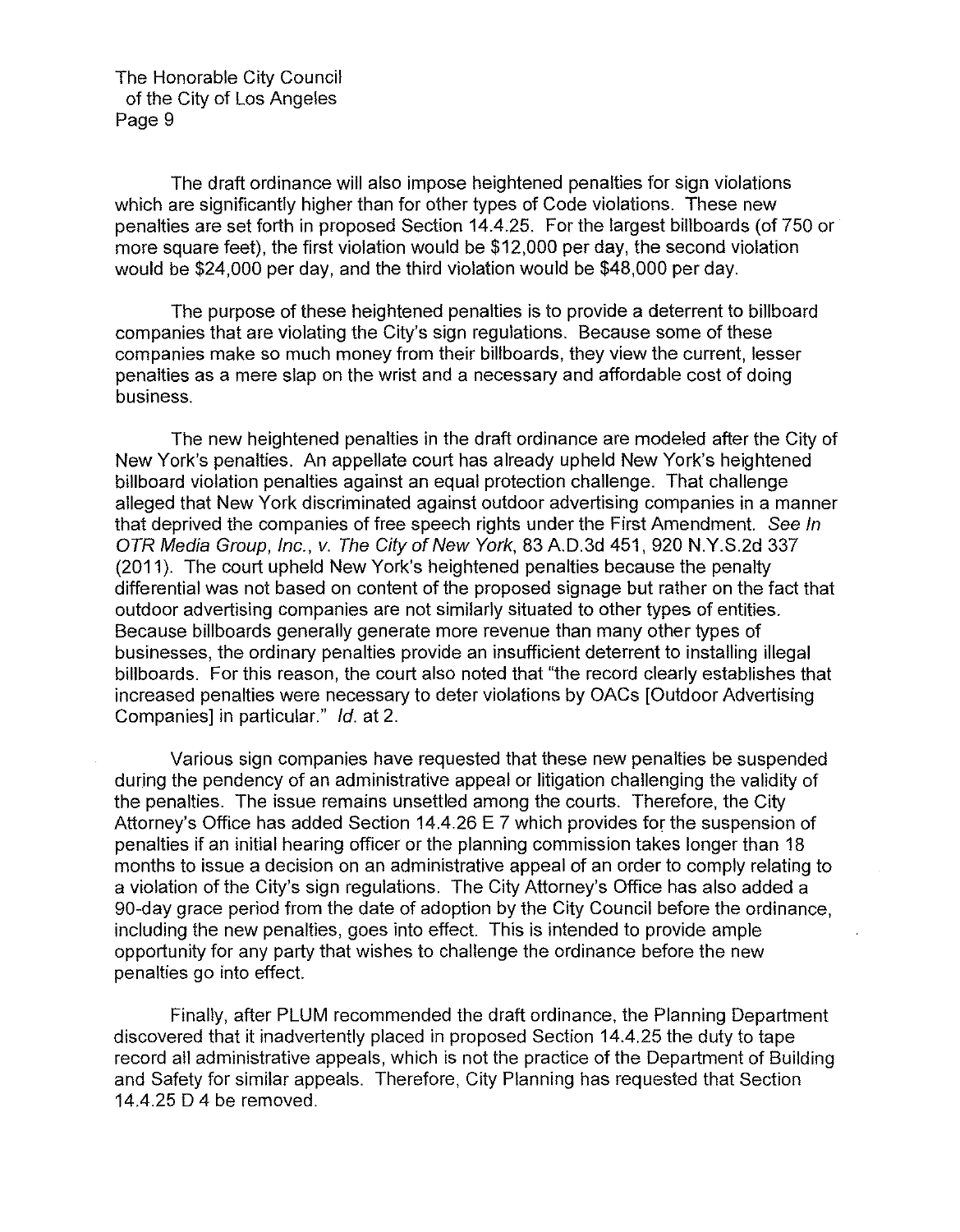The draft ordinance will also impose heightened penalties for sign violations which are significantly higher than for other types of Code violations. These new penalties are set forth in proposed Section 14.4.25. For the largest billboards (of 750 or more square feet), the first violation would be $12,000 per day, the second violation would be $24,000 per day, and the third violation would be $48,000 per day.

The purpose of these heightened penalties is to provide a deterrent to billboard companies that are violating the City's sign regulations. Because some of these companies make so much money from their billboards, they view the current, lesser penalties as a mere slap on the wrist and a necessary and affordable cost of doing business.

The new heightened penalties in the draft ordinance are modeled after the City of New York's penalties. An appellate court has already upheld New York's heightened billboard violation penalties against an equal protection challenge. That challenge alleged that New York discriminated against outdoor advertising companies in a manner that deprived the companies of free speech rights under the First Amendment. *See In OTR Media Group, Inc., v. The City of New York*, 83 A.D.3d 451, 920 N.Y.S.2d 337 (2011). The court upheld New York's heightened penalties because the penalty differential was not based on content of the proposed signage but rather on the fact that outdoor advertising companies are not similarly situated to other types of entities. Because billboards generally generate more revenue than many other types of businesses, the ordinary penalties provide an insufficient deterrent to installing illegal billboards. For this reason, the court also noted that "the record clearly establishes that increased penalties were necessary to deter violations by OACs [Outdoor Advertising Companies] in particular." *Id.* at 2.

Various sign companies have requested that these new penalties be suspended during the pendency of an administrative appeal or litigation challenging the validity of the penalties. The issue remains unsettled among the courts. Therefore, the City Attorney's Office has added Section 14.4.26 E 7 which provides for the suspension of penalties if an initial hearing officer or the planning commission takes longer than 18 months to issue a decision on an administrative appeal of an order to comply relating to a violation of the City's sign regulations. The City Attorney's Office has also added a 90-day grace period from the date of adoption by the City Council before the ordinance, including the new penalties, goes into effect. This is intended to provide ample opportunity for any party that wishes to challenge the ordinance before the new penalties go into effect.

Finally, after PLUM recommended the draft ordinance, the Planning Department discovered that it inadvertently placed in proposed Section 14.4.25 the duty to tape record all administrative appeals, which is not the practice of the Department of Building and Safety for similar appeals. Therefore, City Planning has requested that Section 14.4.25 D 4 be removed.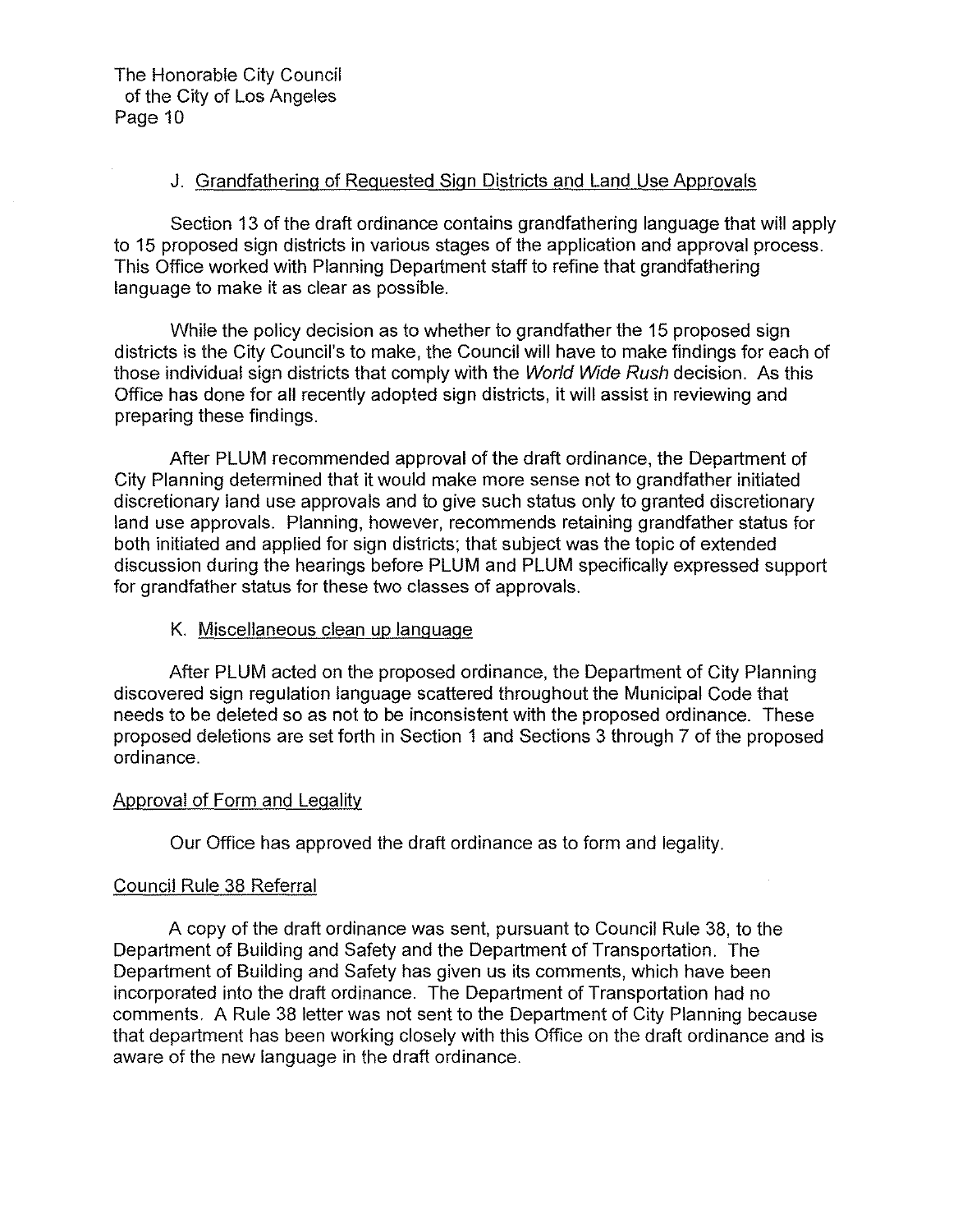J. Grandfathering of Requested Sign Districts and Land Use Approvals

Section 13 of the draft ordinance contains grandfathering language that will apply to 15 proposed sign districts in various stages of the application and approval process. This Office worked with Planning Department staff to refine that grandfathering language to make it as clear as possible.

While the policy decision as to whether to grandfather the 15 proposed sign districts is the City Council's to make, the Council will have to make findings for each of those individual sign districts that comply with the *World Wide Rush* decision. As this Office has done for all recently adopted sign districts, it will assist in reviewing and preparing these findings.

After PLUM recommended approval of the draft ordinance, the Department of City Planning determined that it would make more sense not to grandfather initiated discretionary land use approvals and to give such status only to granted discretionary land use approvals. Planning, however, recommends retaining grandfather status for both initiated and applied for sign districts; that subject was the topic of extended discussion during the hearings before PLUM and PLUM specifically expressed support for grandfather status for these two classes of approvals.

K. Miscellaneous clean up language

After PLUM acted on the proposed ordinance, the Department of City Planning discovered sign regulation language scattered throughout the Municipal Code that needs to be deleted so as not to be inconsistent with the proposed ordinance. These proposed deletions are set forth in Section 1 and Sections 3 through 7 of the proposed ordinance.

Approval of Form and Legality

Our Office has approved the draft ordinance as to form and legality.

Council Rule 38 Referral

A copy of the draft ordinance was sent, pursuant to Council Rule 38, to the Department of Building and Safety and the Department of Transportation. The Department of Building and Safety has given us its comments, which have been incorporated into the draft ordinance. The Department of Transportation had no comments. A Rule 38 letter was not sent to the Department of City Planning because that department has been working closely with this Office on the draft ordinance and is aware of the new language in the draft ordinance.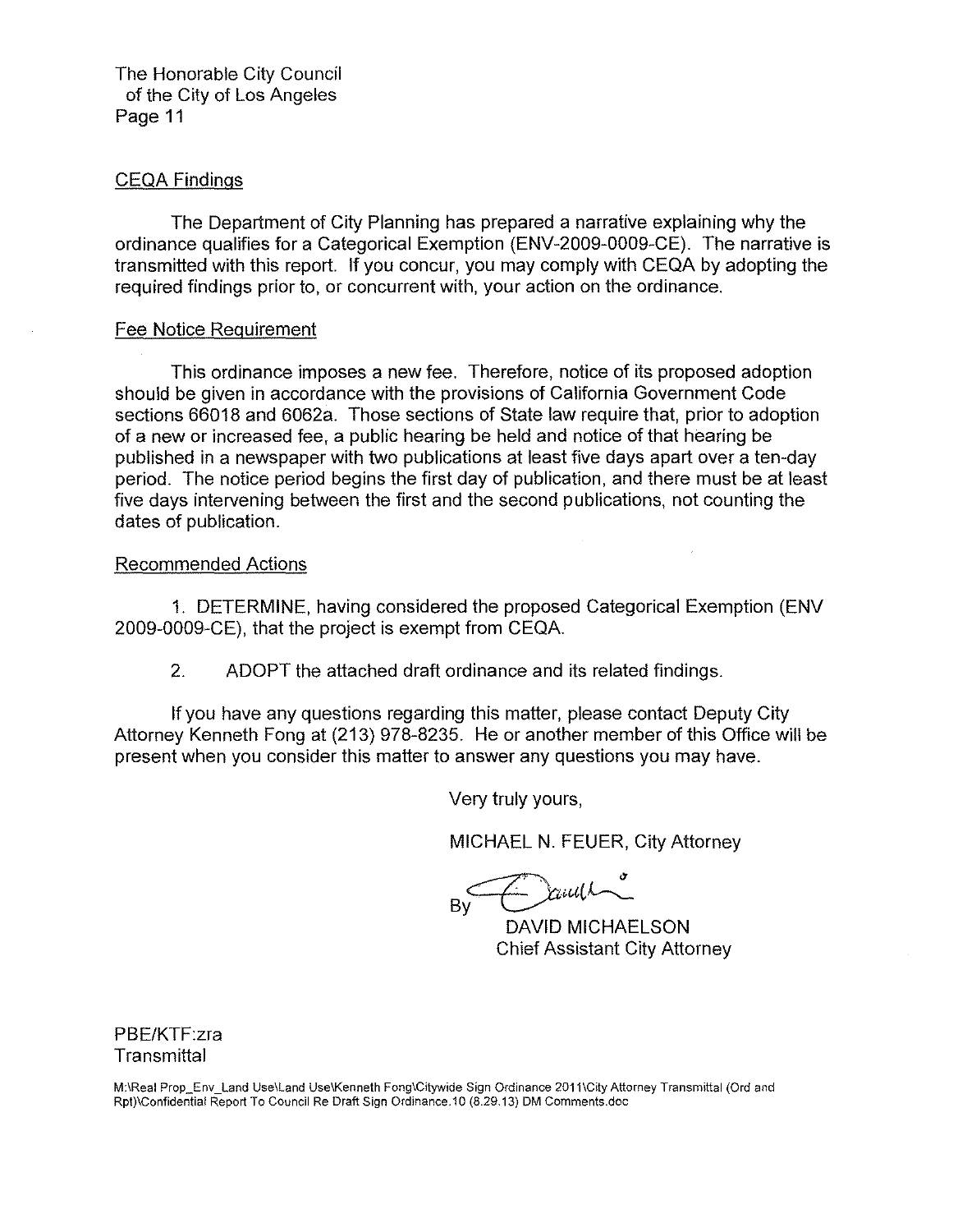## CEQA Findings

The Department of City Planning has prepared a narrative explaining why the ordinance qualifies for a Categorical Exemption (ENV-2009-0009-CE). The narrative is transmitted with this report. If you concur, you may comply with CEQA by adopting the required findings prior to, or concurrent with, your action on the ordinance.

## Fee Notice Requirement

This ordinance imposes a new fee. Therefore, notice of its proposed adoption should be given in accordance with the provisions of California Government Code sections 66018 and 6062a. Those sections of State law require that, prior to adoption of a new or increased fee, a public hearing be held and notice of that hearing be published in a newspaper with two publications at least five days apart over a ten-day period. The notice period begins the first day of publication, and there must be at least five days intervening between the first and the second publications, not counting the dates of publication.

## Recommended Actions

1. DETERMINE, having considered the proposed Categorical Exemption (ENV 2009-0009-CE), that the project is exempt from CEQA.

2. ADOPT the attached draft ordinance and its related findings.

If you have any questions regarding this matter, please contact Deputy City Attorney Kenneth Fong at (213) 978-8235. He or another member of this Office will be present when you consider this matter to answer any questions you may have.

Very truly yours,

MICHAEL N. FEUER, City Attorney

By

DAVID MICHAELSON
Chief Assistant City Attorney

PBE/KTF:zra
Transmittal

M:\Real Prop_Env_Land Use\Land Use\Kenneth Fong\Citywide Sign Ordinance 2011\City Attorney Transmittal (Ord and Rpt)\Confidential Report To Council Re Draft Sign Ordinance.10 (8.29.13) DM Comments.doc